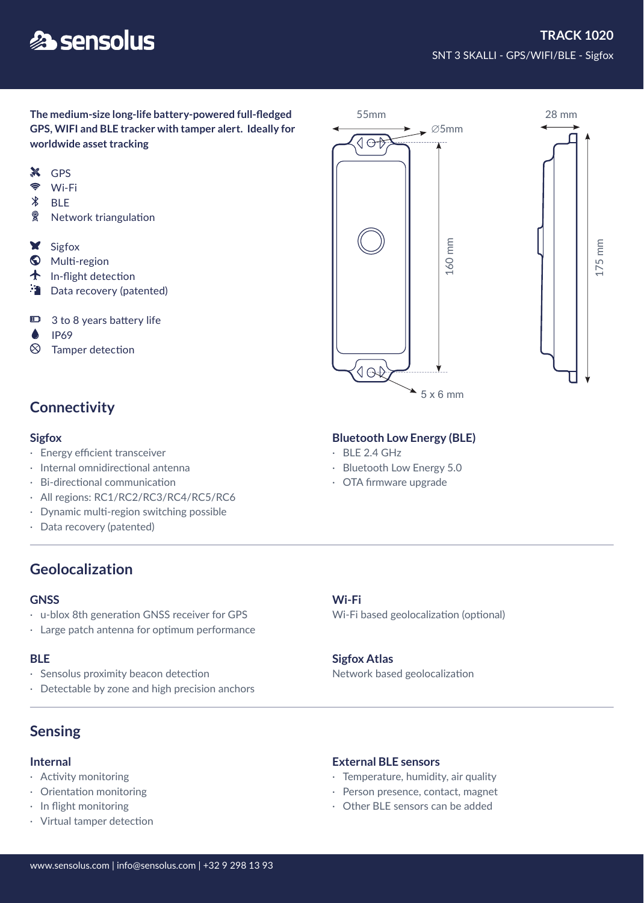# TRACK 1020

SNT 3 SKALLI - GPS/WIFI/BLE - Sigfox

**The medium-size long-life battery-powered full-fledged GPS, WIFI and BLE tracker with tamper alert. Ideally for worldwide asset tracking**

- GPS
- Wi-Fi
- BLE
- Network triangulation

- Sigfox
- Multi-region
- In-flight detection
- Data recovery (patented)

- 3 to 8 years battery life
- IP69
- Tamper detection

55mm
∅5mm
160 mm
5 x 6 mm
28 mm
175 mm

## Connectivity

### Sigfox

- Energy efficient transceiver
- Internal omnidirectional antenna
- Bi-directional communication
- All regions: RC1/RC2/RC3/RC4/RC5/RC6
- Dynamic multi-region switching possible
- Data recovery (patented)

### Bluetooth Low Energy (BLE)

- BLE 2.4 GHz
- Bluetooth Low Energy 5.0
- OTA firmware upgrade

## Geolocalization

### GNSS

- u-blox 8th generation GNSS receiver for GPS
- Large patch antenna for optimum performance

### Wi-Fi

Wi-Fi based geolocalization (optional)

### BLE

- Sensolus proximity beacon detection
- Detectable by zone and high precision anchors

### Sigfox Atlas

Network based geolocalization

## Sensing

### Internal

- Activity monitoring
- Orientation monitoring
- In flight monitoring
- Virtual tamper detection

### External BLE sensors

- Temperature, humidity, air quality
- Person presence, contact, magnet
- Other BLE sensors can be added

www.sensolus.com | info@sensolus.com | +32 9 298 13 93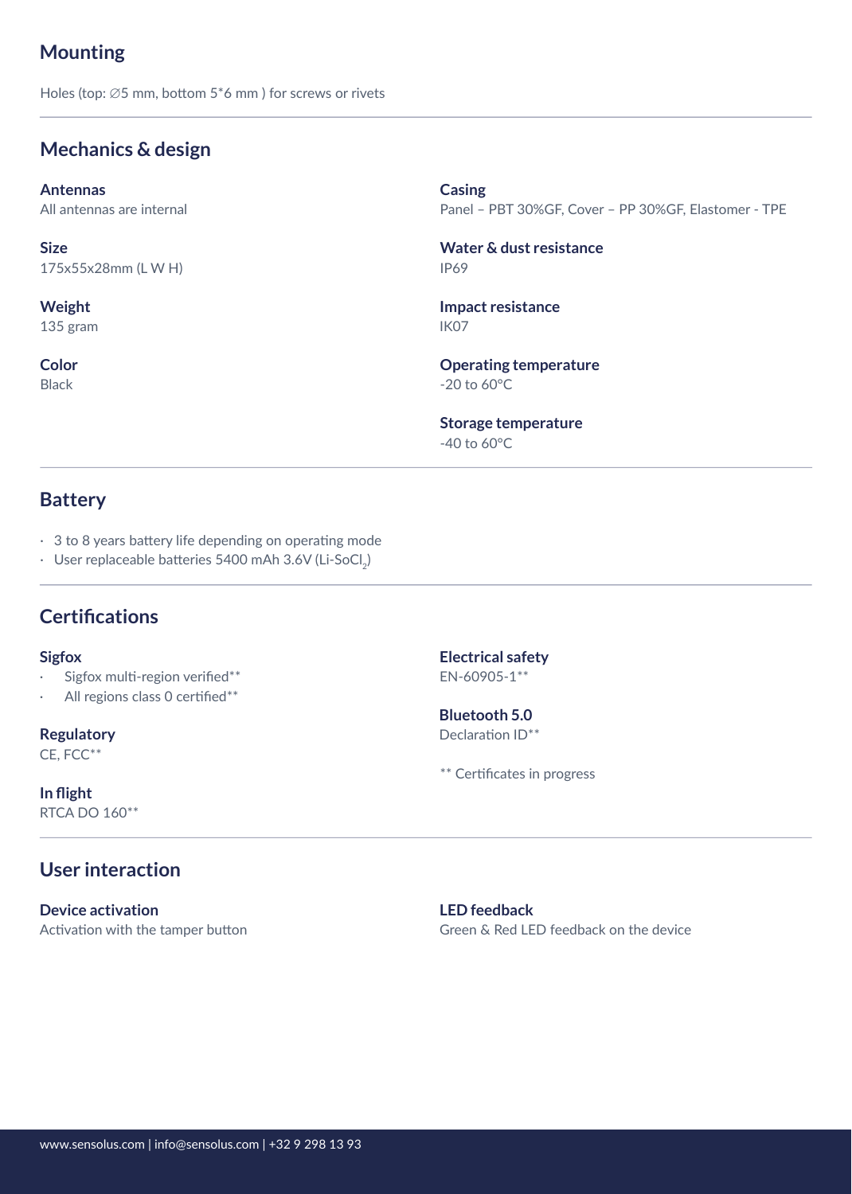## Mounting

Holes (top: ∅5 mm, bottom 5*6 mm ) for screws or rivets

## Mechanics & design

**Antennas**
All antennas are internal

**Size**
175x55x28mm (L W H)

**Weight**
135 gram

**Color**
Black

**Casing**
Panel – PBT 30%GF, Cover – PP 30%GF, Elastomer - TPE

**Water & dust resistance**
IP69

**Impact resistance**
IK07

**Operating temperature**
-20 to 60°C

**Storage temperature**
-40 to 60°C

## Battery

- 3 to 8 years battery life depending on operating mode
- User replaceable batteries 5400 mAh 3.6V (Li-$SoCl_2$)

## Certifications

**Sigfox**

- Sigfox multi-region verified**
- All regions class 0 certified**

**Regulatory**
CE, FCC**

**In flight**
RTCA DO 160**

**Electrical safety**
EN-60905-1**

**Bluetooth 5.0**
Declaration ID**

** Certificates in progress

## User interaction

**Device activation**
Activation with the tamper button

**LED feedback**
Green & Red LED feedback on the device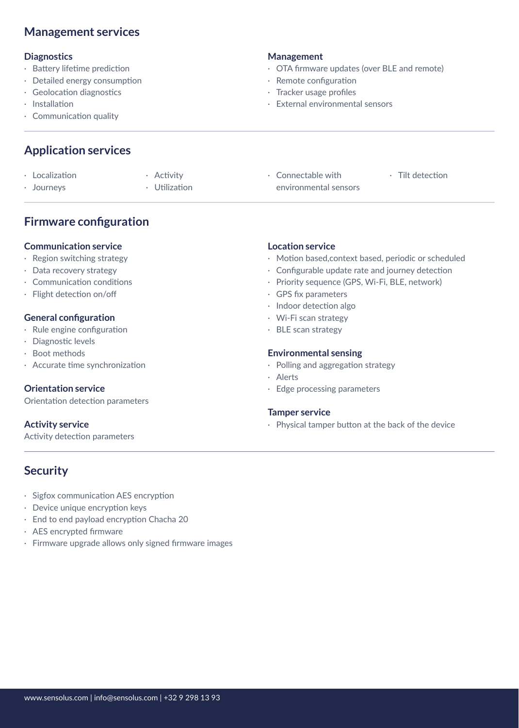## Management services

### Diagnostics

- Battery lifetime prediction
- Detailed energy consumption
- Geolocation diagnostics
- Installation
- Communication quality

### Management

- OTA firmware updates (over BLE and remote)
- Remote configuration
- Tracker usage profiles
- External environmental sensors

## Application services

- Localization
- Journeys
- Activity
- Utilization
- Connectable with environmental sensors
- Tilt detection

## Firmware configuration

### Communication service

- Region switching strategy
- Data recovery strategy
- Communication conditions
- Flight detection on/off

### General configuration

- Rule engine configuration
- Diagnostic levels
- Boot methods
- Accurate time synchronization

### Orientation service

Orientation detection parameters

### Activity service

Activity detection parameters

### Location service

- Motion based,context based, periodic or scheduled
- Configurable update rate and journey detection
- Priority sequence (GPS, Wi-Fi, BLE, network)
- GPS fix parameters
- Indoor detection algo
- Wi-Fi scan strategy
- BLE scan strategy

### Environmental sensing

- Polling and aggregation strategy
- Alerts
- Edge processing parameters

### Tamper service

- Physical tamper button at the back of the device

## Security

- Sigfox communication AES encryption
- Device unique encryption keys
- End to end payload encryption Chacha 20
- AES encrypted firmware
- Firmware upgrade allows only signed firmware images

www.sensolus.com | info@sensolus.com | +32 9 298 13 93